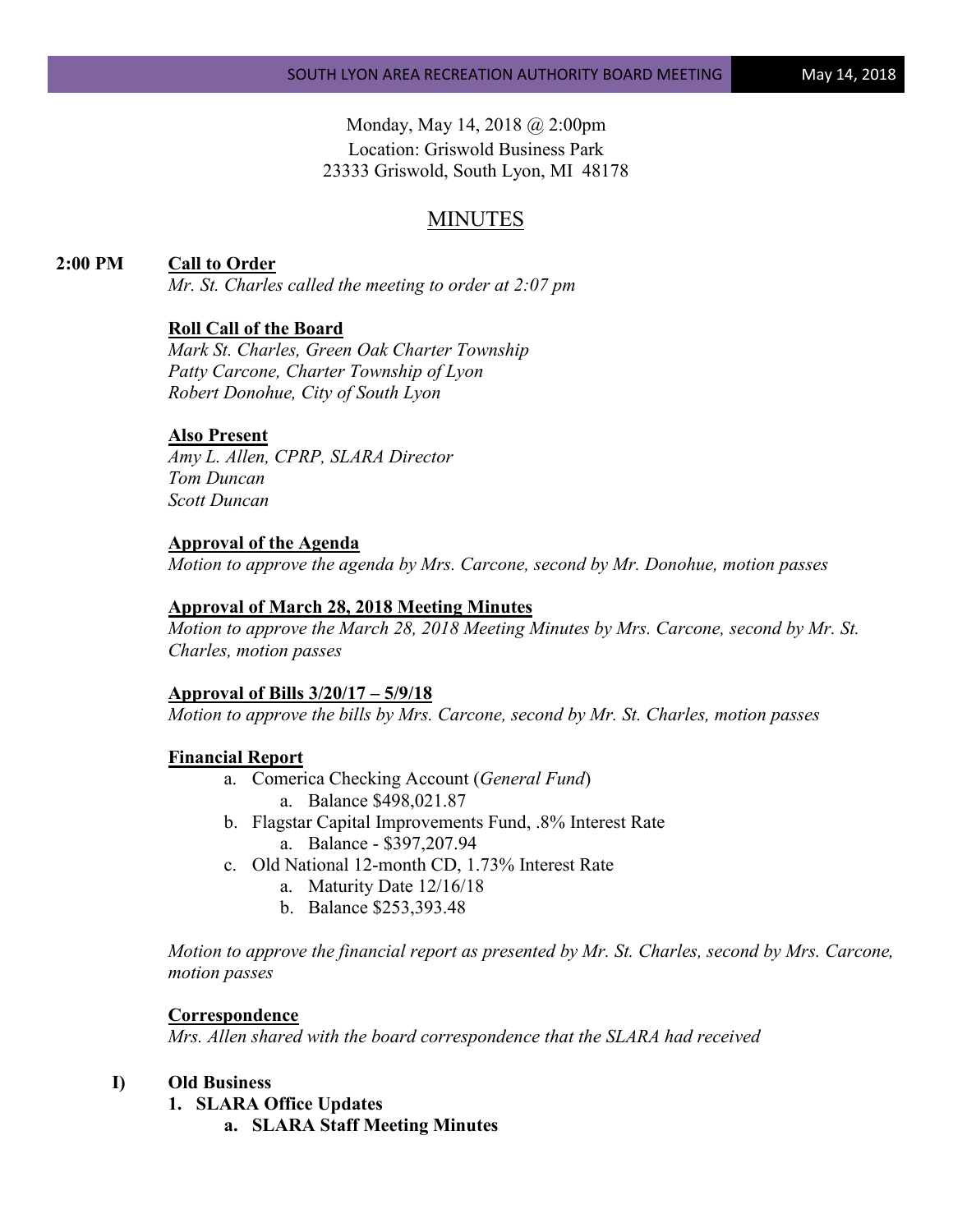Monday, May 14, 2018 @ 2:00pm
Location: Griswold Business Park
23333 Griswold, South Lyon, MI 48178

# MINUTES

**2:00 PM** **Call to Order**

*Mr. St. Charles called the meeting to order at 2:07 pm*

**Roll Call of the Board**

*Mark St. Charles, Green Oak Charter Township*
*Patty Carcone, Charter Township of Lyon*
*Robert Donohue, City of South Lyon*

**Also Present**

*Amy L. Allen, CPRP, SLARA Director*
*Tom Duncan*
*Scott Duncan*

**Approval of the Agenda**

*Motion to approve the agenda by Mrs. Carcone, second by Mr. Donohue, motion passes*

**Approval of March 28, 2018 Meeting Minutes**

*Motion to approve the March 28, 2018 Meeting Minutes by Mrs. Carcone, second by Mr. St. Charles, motion passes*

**Approval of Bills 3/20/17 – 5/9/18**

*Motion to approve the bills by Mrs. Carcone, second by Mr. St. Charles, motion passes*

**Financial Report**

a. Comerica Checking Account (*General Fund*)
   a. Balance $498,021.87
b. Flagstar Capital Improvements Fund, .8% Interest Rate
   a. Balance - $397,207.94
c. Old National 12-month CD, 1.73% Interest Rate
   a. Maturity Date 12/16/18
   b. Balance $253,393.48

*Motion to approve the financial report as presented by Mr. St. Charles, second by Mrs. Carcone, motion passes*

**Correspondence**

*Mrs. Allen shared with the board correspondence that the SLARA had received*

**I) Old Business**

**1. SLARA Office Updates**

**a. SLARA Staff Meeting Minutes**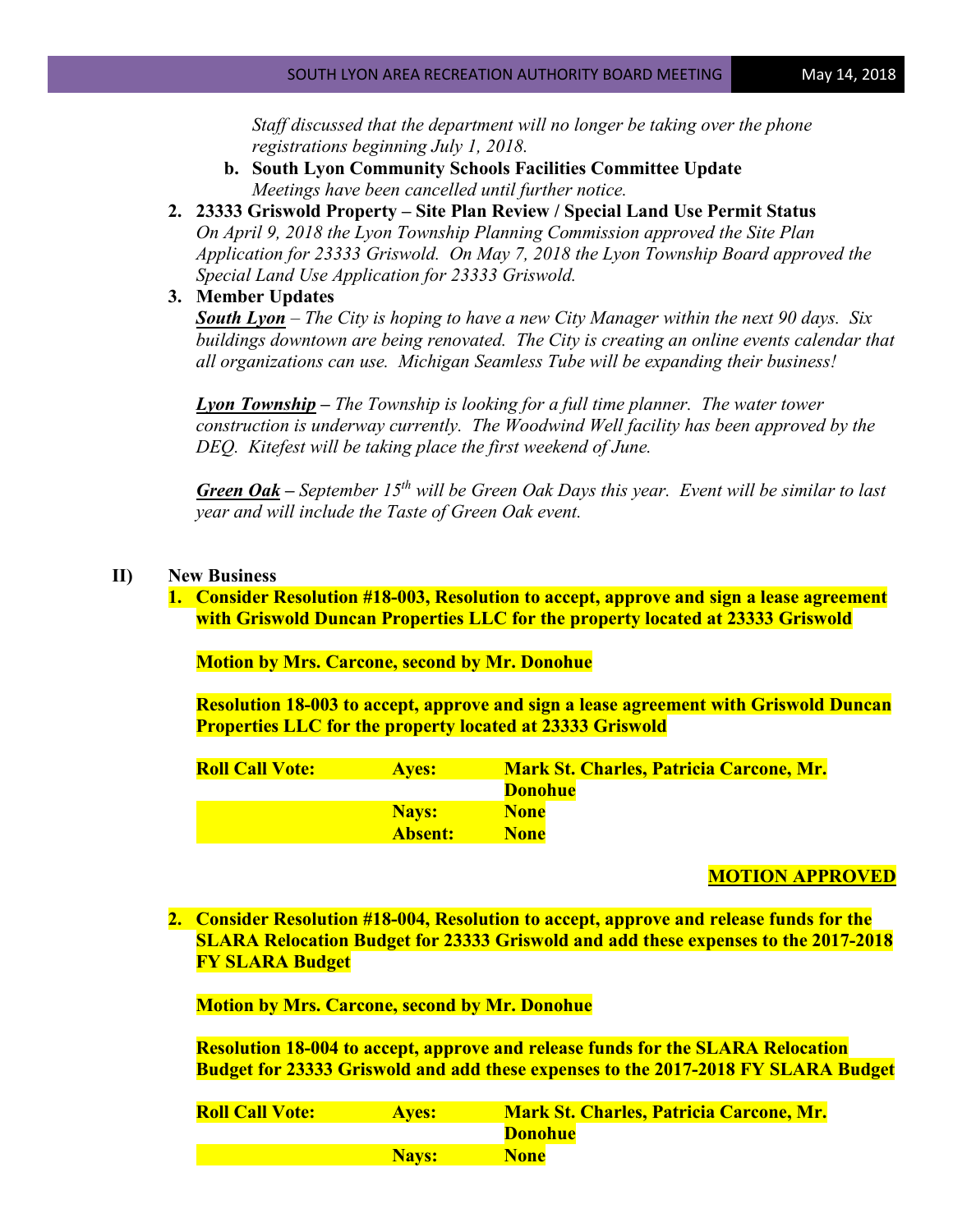*Staff discussed that the department will no longer be taking over the phone registrations beginning July 1, 2018.*

**b. South Lyon Community Schools Facilities Committee Update**
*Meetings have been cancelled until further notice.*

**2. 23333 Griswold Property – Site Plan Review / Special Land Use Permit Status**
*On April 9, 2018 the Lyon Township Planning Commission approved the Site Plan Application for 23333 Griswold. On May 7, 2018 the Lyon Township Board approved the Special Land Use Application for 23333 Griswold.*

**3. Member Updates**
***South Lyon*** *– The City is hoping to have a new City Manager within the next 90 days. Six buildings downtown are being renovated. The City is creating an online events calendar that all organizations can use. Michigan Seamless Tube will be expanding their business!*

***Lyon Township*** ***–*** *The Township is looking for a full time planner. The water tower construction is underway currently. The Woodwind Well facility has been approved by the DEQ. Kitefest will be taking place the first weekend of June.*

***Green Oak*** *– September 15th will be Green Oak Days this year. Event will be similar to last year and will include the Taste of Green Oak event.*

## II) New Business

**1. Consider Resolution #18-003, Resolution to accept, approve and sign a lease agreement with Griswold Duncan Properties LLC for the property located at 23333 Griswold**

**Motion by Mrs. Carcone, second by Mr. Donohue**

**Resolution 18-003 to accept, approve and sign a lease agreement with Griswold Duncan Properties LLC for the property located at 23333 Griswold**

| **Roll Call Vote:** | **Ayes:** | **Mark St. Charles, Patricia Carcone, Mr. Donohue** |
|---|---|---|
| | **Nays:** | **None** |
| | **Absent:** | **None** |

**MOTION APPROVED**

**2. Consider Resolution #18-004, Resolution to accept, approve and release funds for the SLARA Relocation Budget for 23333 Griswold and add these expenses to the 2017-2018 FY SLARA Budget**

**Motion by Mrs. Carcone, second by Mr. Donohue**

**Resolution 18-004 to accept, approve and release funds for the SLARA Relocation Budget for 23333 Griswold and add these expenses to the 2017-2018 FY SLARA Budget**

| **Roll Call Vote:** | **Ayes:** | **Mark St. Charles, Patricia Carcone, Mr. Donohue** |
|---|---|---|
| | **Nays:** | **None** |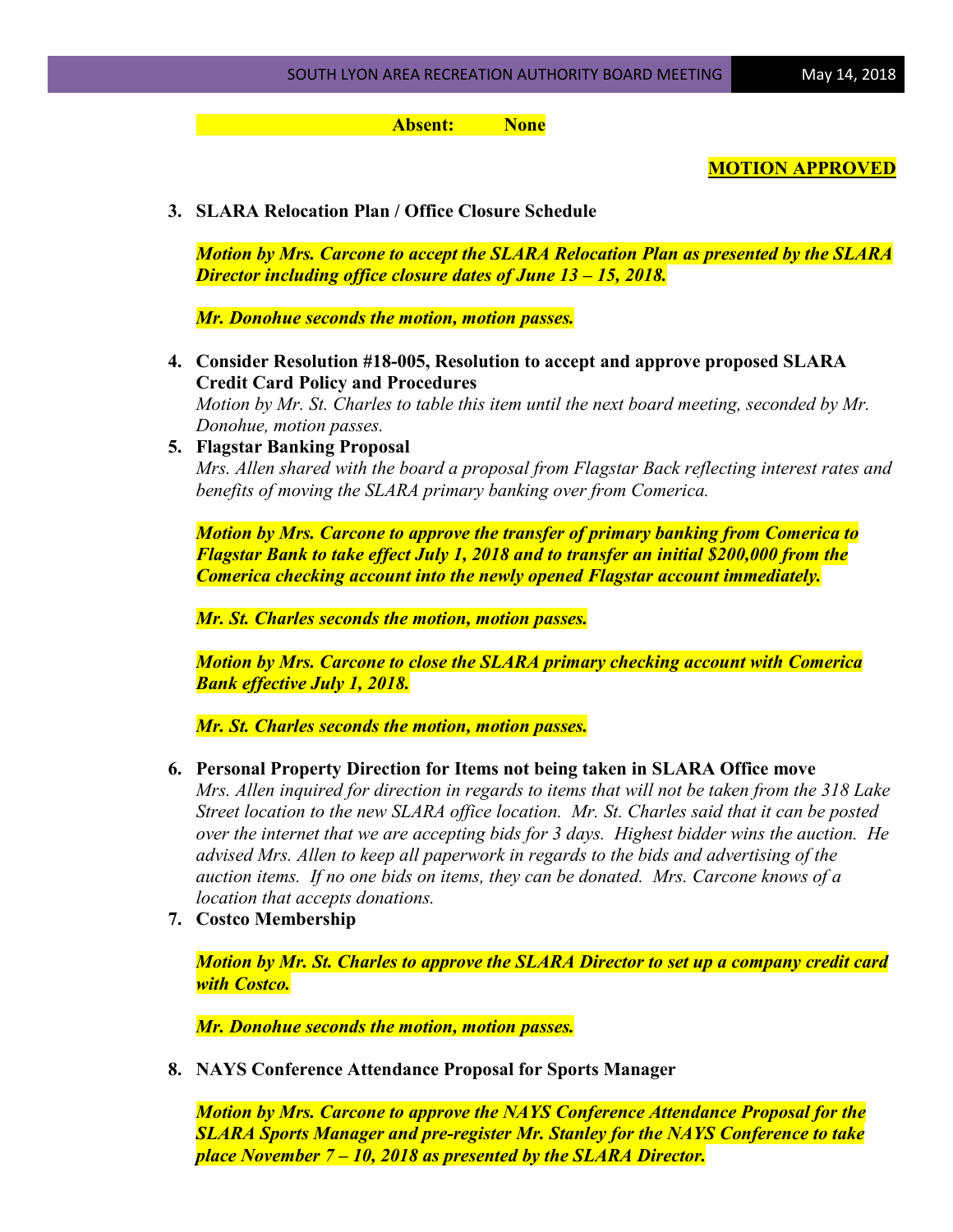**Absent: None**

**MOTION APPROVED**

**3. SLARA Relocation Plan / Office Closure Schedule**

***Motion by Mrs. Carcone to accept the SLARA Relocation Plan as presented by the SLARA Director including office closure dates of June 13 – 15, 2018.***

***Mr. Donohue seconds the motion, motion passes.***

**4. Consider Resolution #18-005, Resolution to accept and approve proposed SLARA Credit Card Policy and Procedures**

*Motion by Mr. St. Charles to table this item until the next board meeting, seconded by Mr. Donohue, motion passes.*

**5. Flagstar Banking Proposal**

*Mrs. Allen shared with the board a proposal from Flagstar Back reflecting interest rates and benefits of moving the SLARA primary banking over from Comerica.*

***Motion by Mrs. Carcone to approve the transfer of primary banking from Comerica to Flagstar Bank to take effect July 1, 2018 and to transfer an initial $200,000 from the Comerica checking account into the newly opened Flagstar account immediately.***

***Mr. St. Charles seconds the motion, motion passes.***

***Motion by Mrs. Carcone to close the SLARA primary checking account with Comerica Bank effective July 1, 2018.***

***Mr. St. Charles seconds the motion, motion passes.***

**6. Personal Property Direction for Items not being taken in SLARA Office move**

*Mrs. Allen inquired for direction in regards to items that will not be taken from the 318 Lake Street location to the new SLARA office location. Mr. St. Charles said that it can be posted over the internet that we are accepting bids for 3 days. Highest bidder wins the auction. He advised Mrs. Allen to keep all paperwork in regards to the bids and advertising of the auction items. If no one bids on items, they can be donated. Mrs. Carcone knows of a location that accepts donations.*

**7. Costco Membership**

***Motion by Mr. St. Charles to approve the SLARA Director to set up a company credit card with Costco.***

***Mr. Donohue seconds the motion, motion passes.***

**8. NAYS Conference Attendance Proposal for Sports Manager**

***Motion by Mrs. Carcone to approve the NAYS Conference Attendance Proposal for the SLARA Sports Manager and pre-register Mr. Stanley for the NAYS Conference to take place November 7 – 10, 2018 as presented by the SLARA Director.***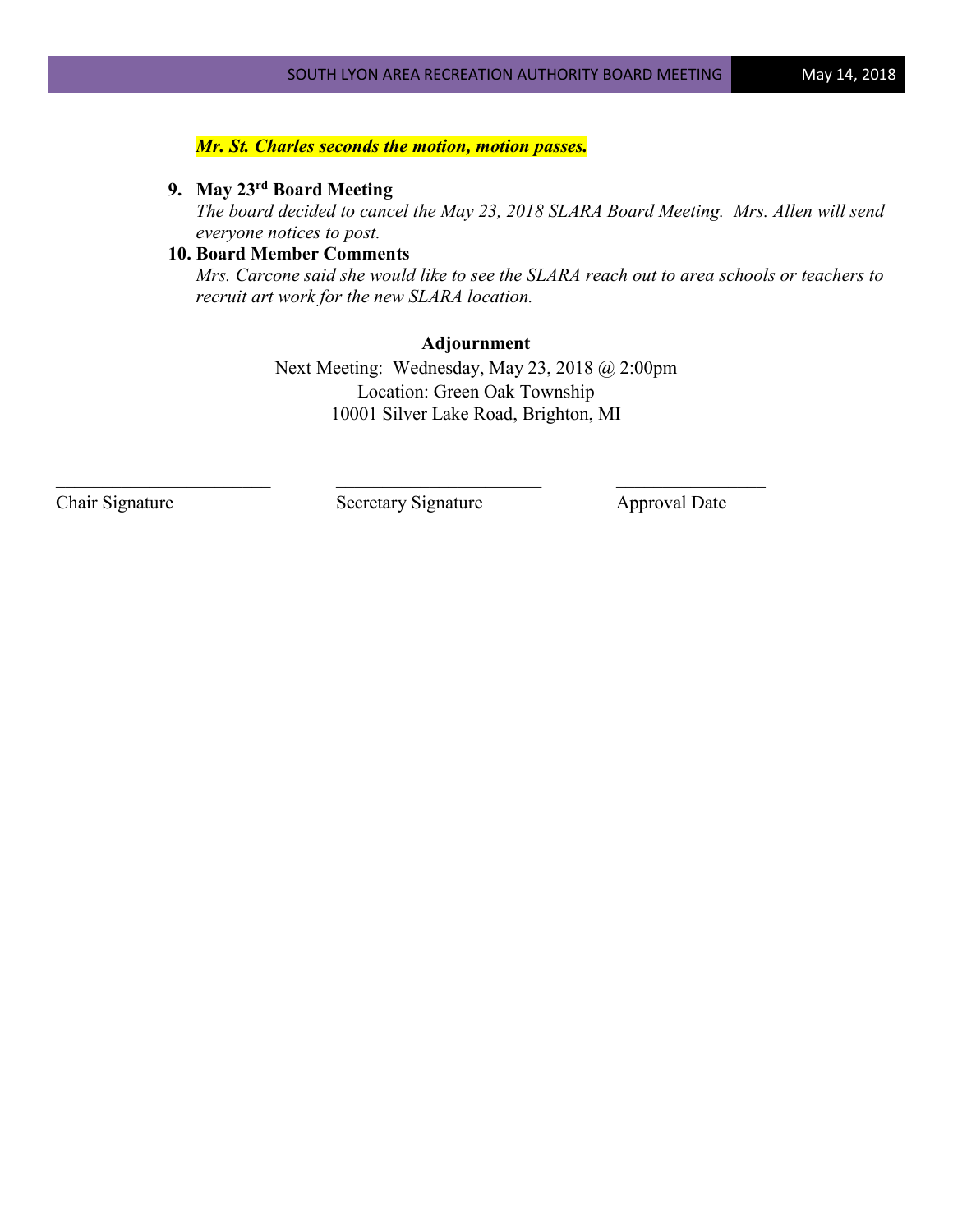***Mr. St. Charles seconds the motion, motion passes.***

9. **May 23rd Board Meeting**
   *The board decided to cancel the May 23, 2018 SLARA Board Meeting. Mrs. Allen will send everyone notices to post.*
10. **Board Member Comments**
    *Mrs. Carcone said she would like to see the SLARA reach out to area schools or teachers to recruit art work for the new SLARA location.*

**Adjournment**

Next Meeting: Wednesday, May 23, 2018 @ 2:00pm
Location: Green Oak Township
10001 Silver Lake Road, Brighton, MI

\_\_\_\_\_\_\_\_\_\_\_\_\_\_\_\_\_\_\_\_\_\_\_\_ \_\_\_\_\_\_\_\_\_\_\_\_\_\_\_\_\_\_\_\_\_\_\_\_ \_\_\_\_\_\_\_\_\_\_\_\_\_\_\_\_\_

Chair Signature Secretary Signature Approval Date